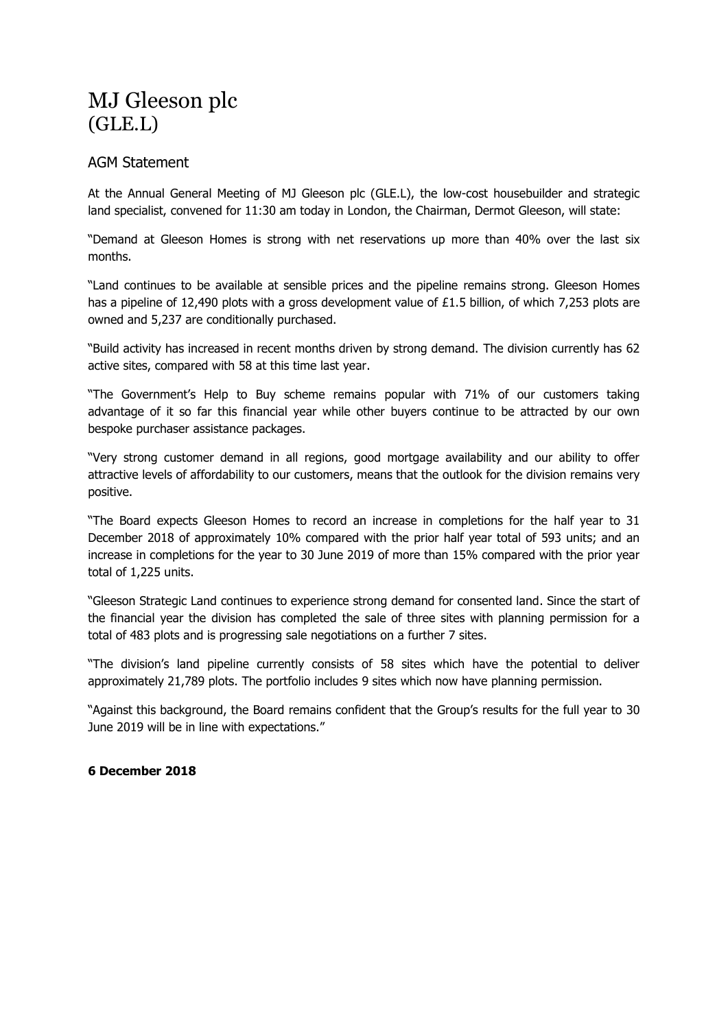# MJ Gleeson plc
# (GLE.L)

## AGM Statement

At the Annual General Meeting of MJ Gleeson plc (GLE.L), the low-cost housebuilder and strategic land specialist, convened for 11:30 am today in London, the Chairman, Dermot Gleeson, will state:

"Demand at Gleeson Homes is strong with net reservations up more than 40% over the last six months.

"Land continues to be available at sensible prices and the pipeline remains strong. Gleeson Homes has a pipeline of 12,490 plots with a gross development value of £1.5 billion, of which 7,253 plots are owned and 5,237 are conditionally purchased.

"Build activity has increased in recent months driven by strong demand. The division currently has 62 active sites, compared with 58 at this time last year.

"The Government's Help to Buy scheme remains popular with 71% of our customers taking advantage of it so far this financial year while other buyers continue to be attracted by our own bespoke purchaser assistance packages.

"Very strong customer demand in all regions, good mortgage availability and our ability to offer attractive levels of affordability to our customers, means that the outlook for the division remains very positive.

"The Board expects Gleeson Homes to record an increase in completions for the half year to 31 December 2018 of approximately 10% compared with the prior half year total of 593 units; and an increase in completions for the year to 30 June 2019 of more than 15% compared with the prior year total of 1,225 units.

"Gleeson Strategic Land continues to experience strong demand for consented land. Since the start of the financial year the division has completed the sale of three sites with planning permission for a total of 483 plots and is progressing sale negotiations on a further 7 sites.

"The division's land pipeline currently consists of 58 sites which have the potential to deliver approximately 21,789 plots. The portfolio includes 9 sites which now have planning permission.

"Against this background, the Board remains confident that the Group's results for the full year to 30 June 2019 will be in line with expectations."

**6 December 2018**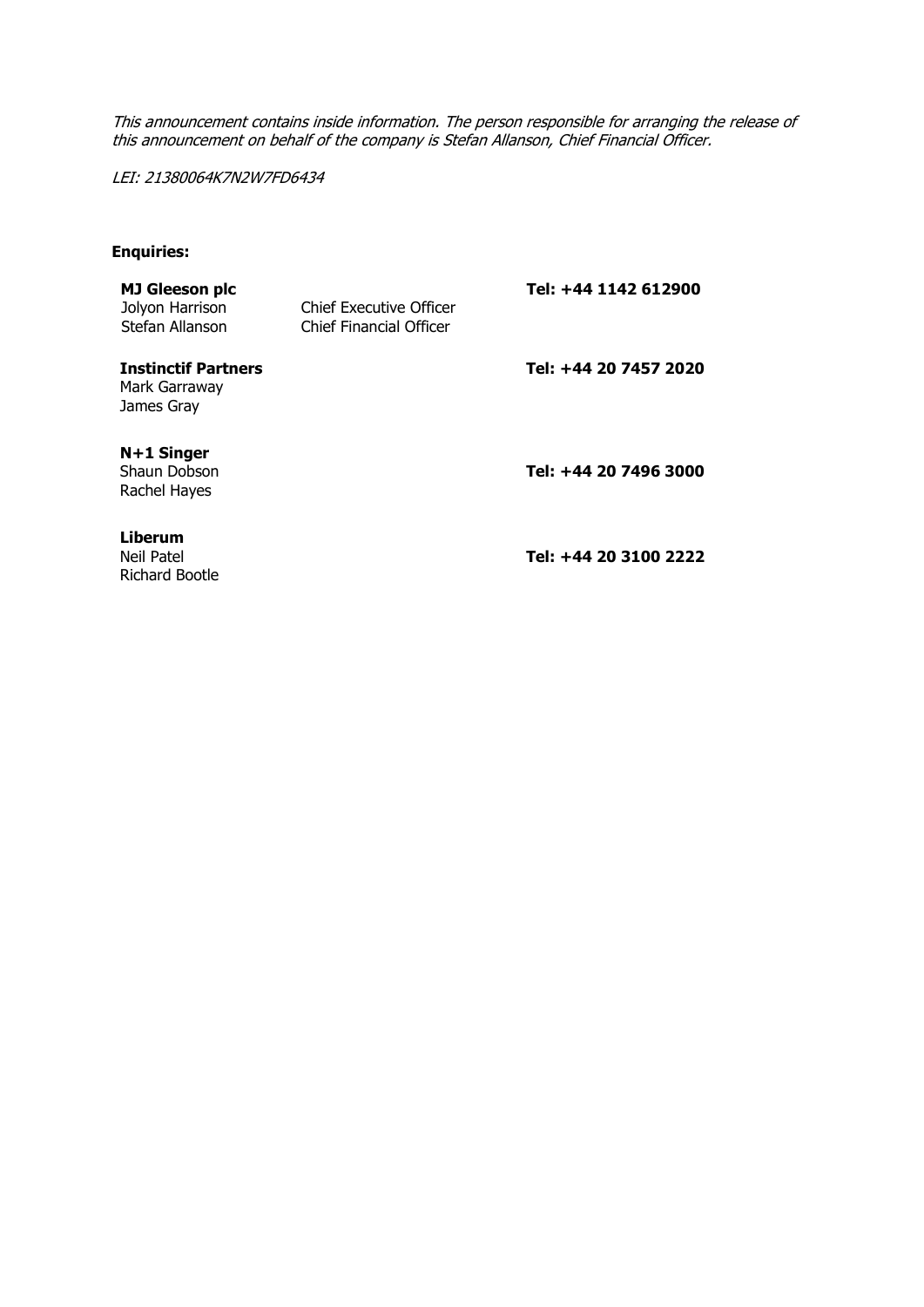*This announcement contains inside information. The person responsible for arranging the release of this announcement on behalf of the company is Stefan Allanson, Chief Financial Officer.*

*LEI: 21380064K7N2W7FD6434*

**Enquiries:**

| | | |
|---|---|---|
| **MJ Gleeson plc** | | **Tel: +44 1142 612900** |
| Jolyon Harrison | Chief Executive Officer | |
| Stefan Allanson | Chief Financial Officer | |
| **Instinctif Partners** | | **Tel: +44 20 7457 2020** |
| Mark Garraway | | |
| James Gray | | |
| **N+1 Singer** | | |
| Shaun Dobson | | **Tel: +44 20 7496 3000** |
| Rachel Hayes | | |
| **Liberum** | | |
| Neil Patel | | **Tel: +44 20 3100 2222** |
| Richard Bootle | | |